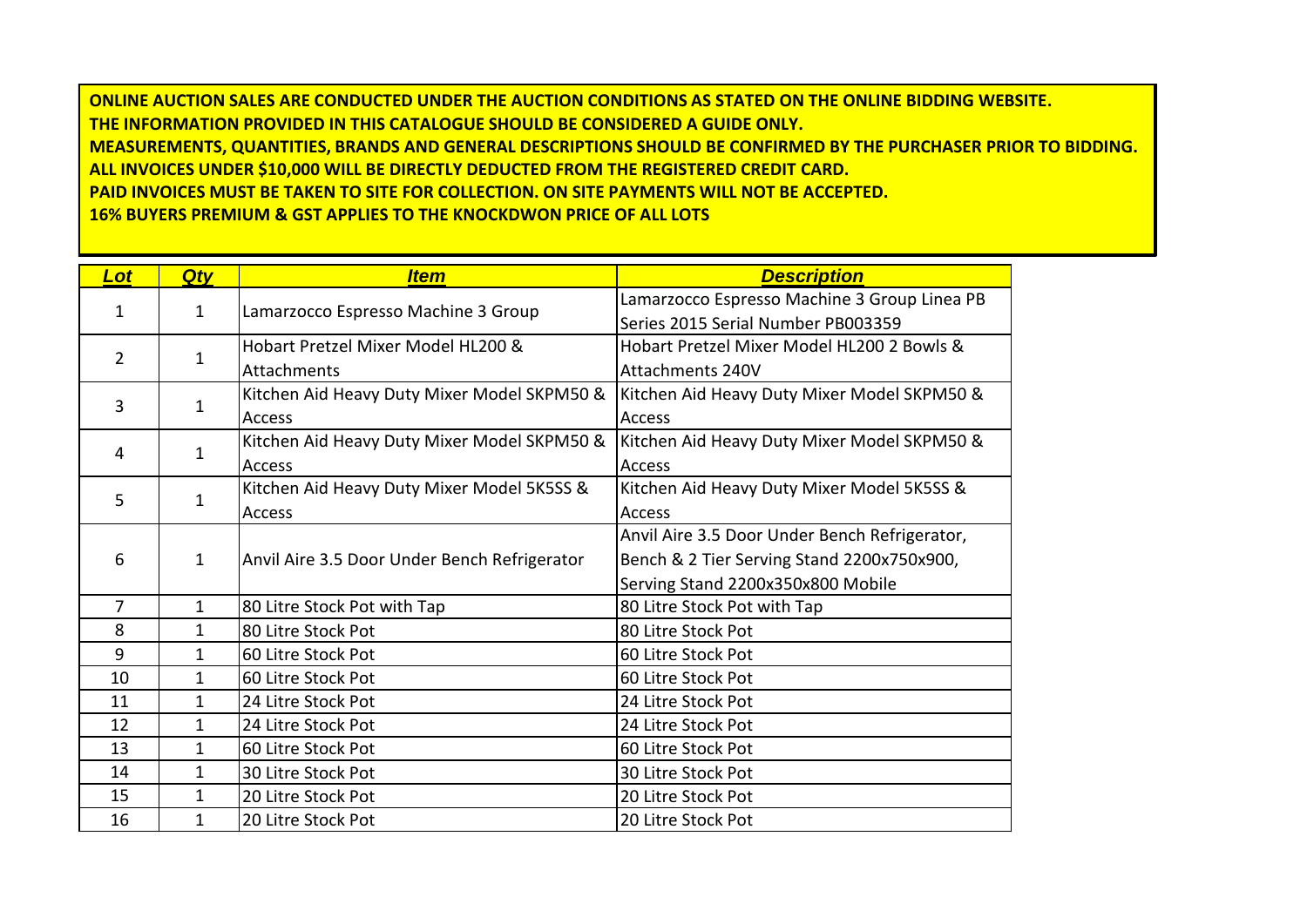**ONLINE AUCTION SALES ARE CONDUCTED UNDER THE AUCTION CONDITIONS AS STATED ON THE ONLINE BIDDING WEBSITE.**
**THE INFORMATION PROVIDED IN THIS CATALOGUE SHOULD BE CONSIDERED A GUIDE ONLY.**
**MEASUREMENTS, QUANTITIES, BRANDS AND GENERAL DESCRIPTIONS SHOULD BE CONFIRMED BY THE PURCHASER PRIOR TO BIDDING.**
**ALL INVOICES UNDER $10,000 WILL BE DIRECTLY DEDUCTED FROM THE REGISTERED CREDIT CARD.**
**PAID INVOICES MUST BE TAKEN TO SITE FOR COLLECTION. ON SITE PAYMENTS WILL NOT BE ACCEPTED.**
**16% BUYERS PREMIUM & GST APPLIES TO THE KNOCKDWON PRICE OF ALL LOTS**

| ***Lot*** | ***Qty*** | ***Item*** | ***Description*** |
|---|---|---|---|
| 1 | 1 | Lamarzocco Espresso Machine 3 Group | Lamarzocco Espresso Machine 3 Group Linea PB Series 2015 Serial Number PB003359 |
| 2 | 1 | Hobart Pretzel Mixer Model HL200 & Attachments | Hobart Pretzel Mixer Model HL200 2 Bowls & Attachments 240V |
| 3 | 1 | Kitchen Aid Heavy Duty Mixer Model SKPM50 & Access | Kitchen Aid Heavy Duty Mixer Model SKPM50 & Access |
| 4 | 1 | Kitchen Aid Heavy Duty Mixer Model SKPM50 & Access | Kitchen Aid Heavy Duty Mixer Model SKPM50 & Access |
| 5 | 1 | Kitchen Aid Heavy Duty Mixer Model 5K5SS & Access | Kitchen Aid Heavy Duty Mixer Model 5K5SS & Access |
| 6 | 1 | Anvil Aire 3.5 Door Under Bench Refrigerator | Anvil Aire 3.5 Door Under Bench Refrigerator, Bench & 2 Tier Serving Stand 2200x750x900, Serving Stand 2200x350x800 Mobile |
| 7 | 1 | 80 Litre Stock Pot with Tap | 80 Litre Stock Pot with Tap |
| 8 | 1 | 80 Litre Stock Pot | 80 Litre Stock Pot |
| 9 | 1 | 60 Litre Stock Pot | 60 Litre Stock Pot |
| 10 | 1 | 60 Litre Stock Pot | 60 Litre Stock Pot |
| 11 | 1 | 24 Litre Stock Pot | 24 Litre Stock Pot |
| 12 | 1 | 24 Litre Stock Pot | 24 Litre Stock Pot |
| 13 | 1 | 60 Litre Stock Pot | 60 Litre Stock Pot |
| 14 | 1 | 30 Litre Stock Pot | 30 Litre Stock Pot |
| 15 | 1 | 20 Litre Stock Pot | 20 Litre Stock Pot |
| 16 | 1 | 20 Litre Stock Pot | 20 Litre Stock Pot |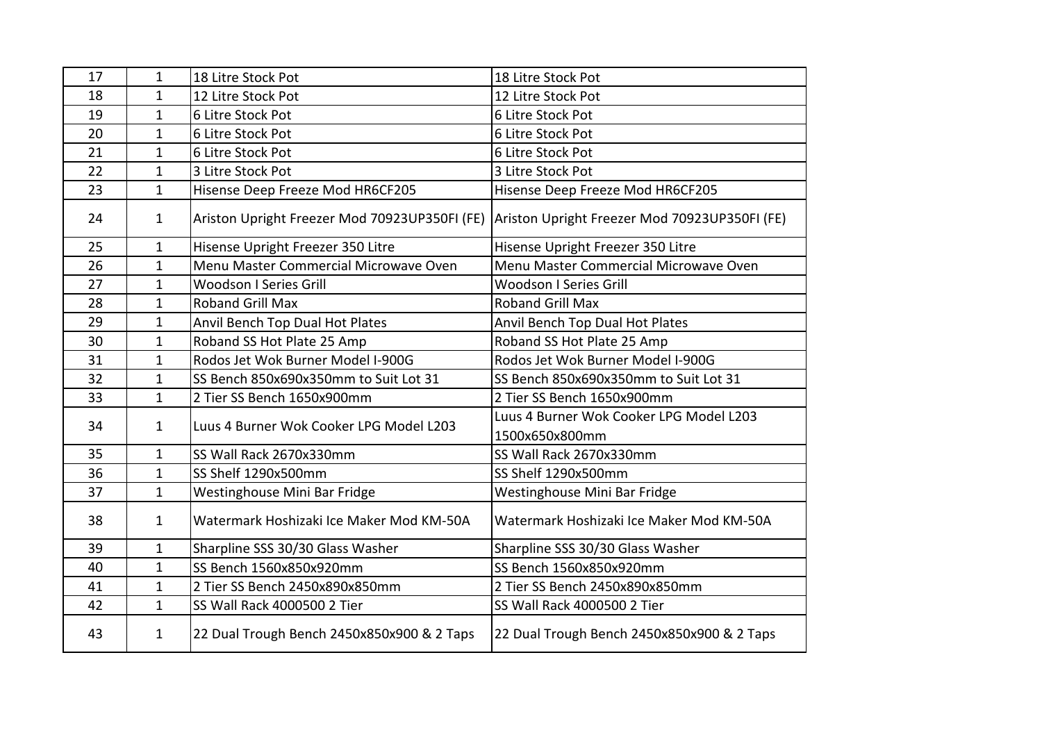| | | | |
|---|---|---|---|
| 17 | 1 | 18 Litre Stock Pot | 18 Litre Stock Pot |
| 18 | 1 | 12 Litre Stock Pot | 12 Litre Stock Pot |
| 19 | 1 | 6 Litre Stock Pot | 6 Litre Stock Pot |
| 20 | 1 | 6 Litre Stock Pot | 6 Litre Stock Pot |
| 21 | 1 | 6 Litre Stock Pot | 6 Litre Stock Pot |
| 22 | 1 | 3 Litre Stock Pot | 3 Litre Stock Pot |
| 23 | 1 | Hisense Deep Freeze Mod HR6CF205 | Hisense Deep Freeze Mod HR6CF205 |
| 24 | 1 | Ariston Upright Freezer Mod 70923UP350FI (FE) | Ariston Upright Freezer Mod 70923UP350FI (FE) |
| 25 | 1 | Hisense Upright Freezer 350 Litre | Hisense Upright Freezer 350 Litre |
| 26 | 1 | Menu Master Commercial Microwave Oven | Menu Master Commercial Microwave Oven |
| 27 | 1 | Woodson I Series Grill | Woodson I Series Grill |
| 28 | 1 | Roband Grill Max | Roband Grill Max |
| 29 | 1 | Anvil Bench Top Dual Hot Plates | Anvil Bench Top Dual Hot Plates |
| 30 | 1 | Roband SS Hot Plate 25 Amp | Roband SS Hot Plate 25 Amp |
| 31 | 1 | Rodos Jet Wok Burner Model I-900G | Rodos Jet Wok Burner Model I-900G |
| 32 | 1 | SS Bench 850x690x350mm to Suit Lot 31 | SS Bench 850x690x350mm to Suit Lot 31 |
| 33 | 1 | 2 Tier SS Bench 1650x900mm | 2 Tier SS Bench 1650x900mm |
| 34 | 1 | Luus 4 Burner Wok Cooker LPG Model L203 | Luus 4 Burner Wok Cooker LPG Model L203 1500x650x800mm |
| 35 | 1 | SS Wall Rack 2670x330mm | SS Wall Rack 2670x330mm |
| 36 | 1 | SS Shelf 1290x500mm | SS Shelf 1290x500mm |
| 37 | 1 | Westinghouse Mini Bar Fridge | Westinghouse Mini Bar Fridge |
| 38 | 1 | Watermark Hoshizaki Ice Maker Mod KM-50A | Watermark Hoshizaki Ice Maker Mod KM-50A |
| 39 | 1 | Sharpline SSS 30/30 Glass Washer | Sharpline SSS 30/30 Glass Washer |
| 40 | 1 | SS Bench 1560x850x920mm | SS Bench 1560x850x920mm |
| 41 | 1 | 2 Tier SS Bench 2450x890x850mm | 2 Tier SS Bench 2450x890x850mm |
| 42 | 1 | SS Wall Rack 4000500 2 Tier | SS Wall Rack 4000500 2 Tier |
| 43 | 1 | 22 Dual Trough Bench 2450x850x900 & 2 Taps | 22 Dual Trough Bench 2450x850x900 & 2 Taps |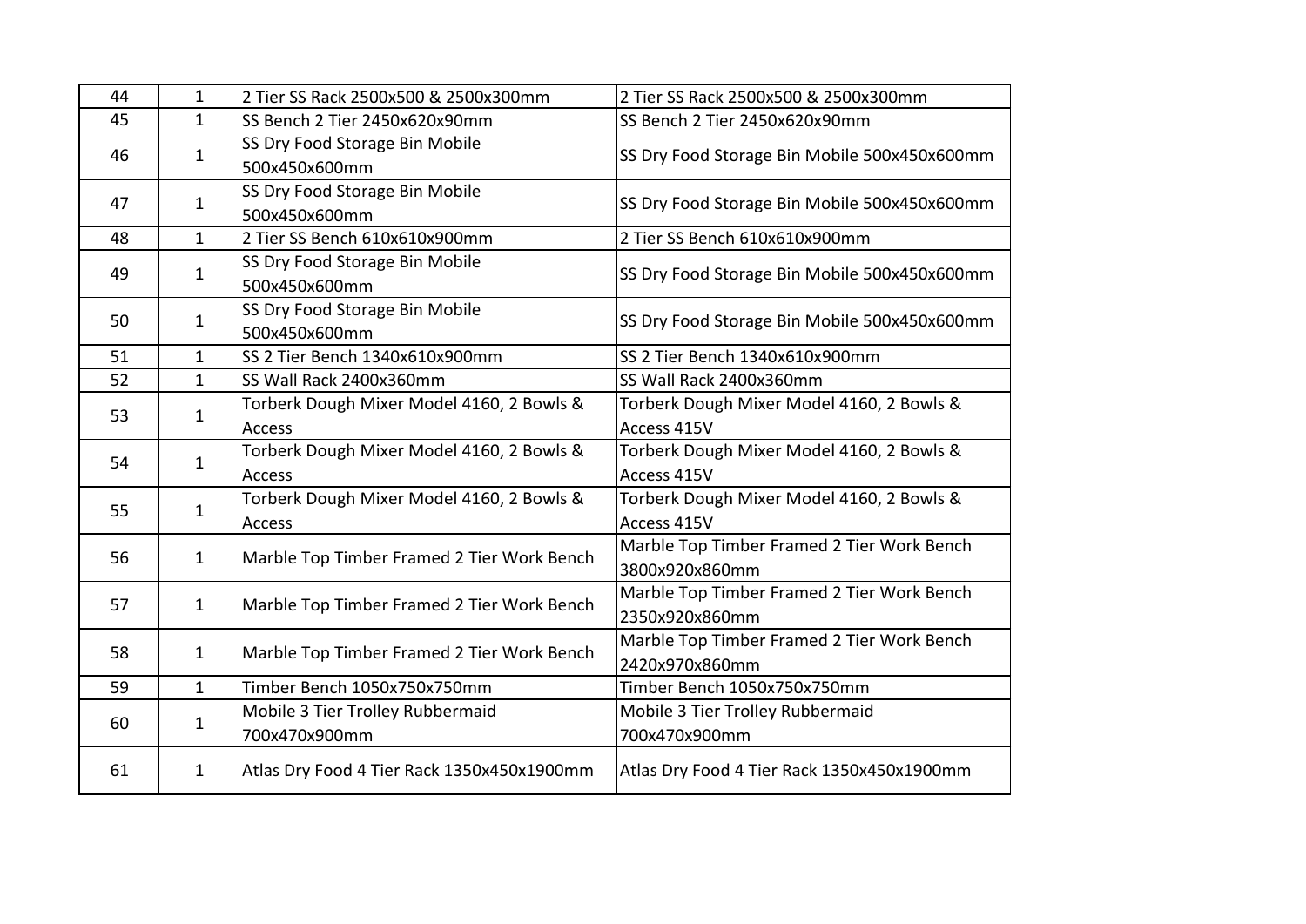| | | | |
|---|---|---|---|
| 44 | 1 | 2 Tier SS Rack 2500x500 & 2500x300mm | 2 Tier SS Rack 2500x500 & 2500x300mm |
| 45 | 1 | SS Bench 2 Tier 2450x620x90mm | SS Bench 2 Tier 2450x620x90mm |
| 46 | 1 | SS Dry Food Storage Bin Mobile 500x450x600mm | SS Dry Food Storage Bin Mobile 500x450x600mm |
| 47 | 1 | SS Dry Food Storage Bin Mobile 500x450x600mm | SS Dry Food Storage Bin Mobile 500x450x600mm |
| 48 | 1 | 2 Tier SS Bench 610x610x900mm | 2 Tier SS Bench 610x610x900mm |
| 49 | 1 | SS Dry Food Storage Bin Mobile 500x450x600mm | SS Dry Food Storage Bin Mobile 500x450x600mm |
| 50 | 1 | SS Dry Food Storage Bin Mobile 500x450x600mm | SS Dry Food Storage Bin Mobile 500x450x600mm |
| 51 | 1 | SS 2 Tier Bench 1340x610x900mm | SS 2 Tier Bench 1340x610x900mm |
| 52 | 1 | SS Wall Rack 2400x360mm | SS Wall Rack 2400x360mm |
| 53 | 1 | Torberk Dough Mixer Model 4160, 2 Bowls & Access | Torberk Dough Mixer Model 4160, 2 Bowls & Access 415V |
| 54 | 1 | Torberk Dough Mixer Model 4160, 2 Bowls & Access | Torberk Dough Mixer Model 4160, 2 Bowls & Access 415V |
| 55 | 1 | Torberk Dough Mixer Model 4160, 2 Bowls & Access | Torberk Dough Mixer Model 4160, 2 Bowls & Access 415V |
| 56 | 1 | Marble Top Timber Framed 2 Tier Work Bench | Marble Top Timber Framed 2 Tier Work Bench 3800x920x860mm |
| 57 | 1 | Marble Top Timber Framed 2 Tier Work Bench | Marble Top Timber Framed 2 Tier Work Bench 2350x920x860mm |
| 58 | 1 | Marble Top Timber Framed 2 Tier Work Bench | Marble Top Timber Framed 2 Tier Work Bench 2420x970x860mm |
| 59 | 1 | Timber Bench 1050x750x750mm | Timber Bench 1050x750x750mm |
| 60 | 1 | Mobile 3 Tier Trolley Rubbermaid 700x470x900mm | Mobile 3 Tier Trolley Rubbermaid 700x470x900mm |
| 61 | 1 | Atlas Dry Food 4 Tier Rack 1350x450x1900mm | Atlas Dry Food 4 Tier Rack 1350x450x1900mm |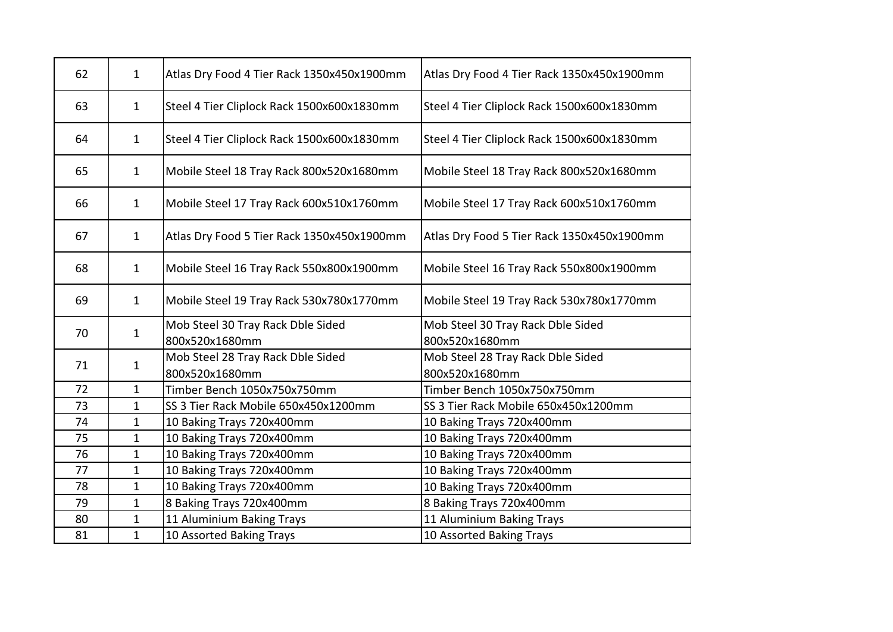| | | | |
|---|---|---|---|
| 62 | 1 | Atlas Dry Food 4 Tier Rack 1350x450x1900mm | Atlas Dry Food 4 Tier Rack 1350x450x1900mm |
| 63 | 1 | Steel 4 Tier Cliplock Rack 1500x600x1830mm | Steel 4 Tier Cliplock Rack 1500x600x1830mm |
| 64 | 1 | Steel 4 Tier Cliplock Rack 1500x600x1830mm | Steel 4 Tier Cliplock Rack 1500x600x1830mm |
| 65 | 1 | Mobile Steel 18 Tray Rack 800x520x1680mm | Mobile Steel 18 Tray Rack 800x520x1680mm |
| 66 | 1 | Mobile Steel 17 Tray Rack 600x510x1760mm | Mobile Steel 17 Tray Rack 600x510x1760mm |
| 67 | 1 | Atlas Dry Food 5 Tier Rack 1350x450x1900mm | Atlas Dry Food 5 Tier Rack 1350x450x1900mm |
| 68 | 1 | Mobile Steel 16 Tray Rack 550x800x1900mm | Mobile Steel 16 Tray Rack 550x800x1900mm |
| 69 | 1 | Mobile Steel 19 Tray Rack 530x780x1770mm | Mobile Steel 19 Tray Rack 530x780x1770mm |
| 70 | 1 | Mob Steel 30 Tray Rack Dble Sided 800x520x1680mm | Mob Steel 30 Tray Rack Dble Sided 800x520x1680mm |
| 71 | 1 | Mob Steel 28 Tray Rack Dble Sided 800x520x1680mm | Mob Steel 28 Tray Rack Dble Sided 800x520x1680mm |
| 72 | 1 | Timber Bench 1050x750x750mm | Timber Bench 1050x750x750mm |
| 73 | 1 | SS 3 Tier Rack Mobile 650x450x1200mm | SS 3 Tier Rack Mobile 650x450x1200mm |
| 74 | 1 | 10 Baking Trays 720x400mm | 10 Baking Trays 720x400mm |
| 75 | 1 | 10 Baking Trays 720x400mm | 10 Baking Trays 720x400mm |
| 76 | 1 | 10 Baking Trays 720x400mm | 10 Baking Trays 720x400mm |
| 77 | 1 | 10 Baking Trays 720x400mm | 10 Baking Trays 720x400mm |
| 78 | 1 | 10 Baking Trays 720x400mm | 10 Baking Trays 720x400mm |
| 79 | 1 | 8 Baking Trays 720x400mm | 8 Baking Trays 720x400mm |
| 80 | 1 | 11 Aluminium Baking Trays | 11 Aluminium Baking Trays |
| 81 | 1 | 10 Assorted Baking Trays | 10 Assorted Baking Trays |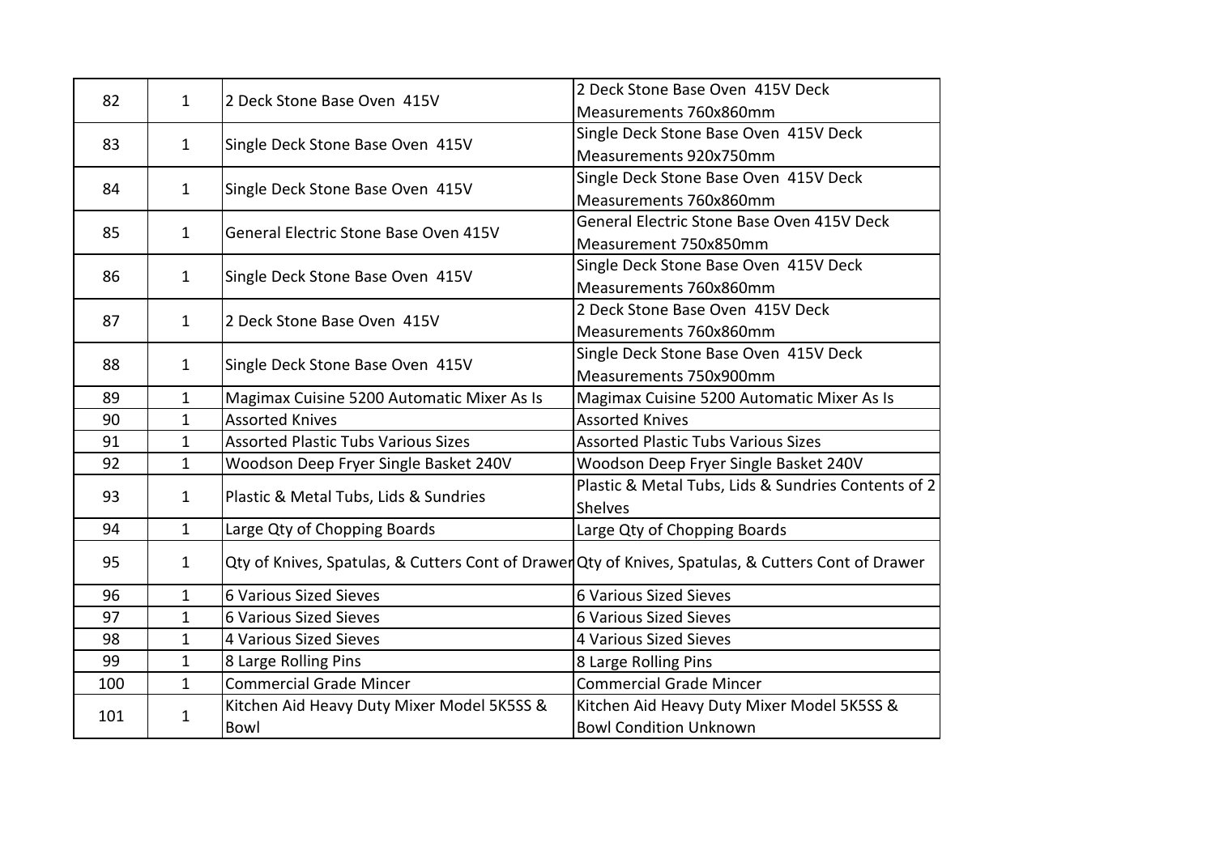| | | | |
|---|---|---|---|
| 82 | 1 | 2 Deck Stone Base Oven 415V | 2 Deck Stone Base Oven 415V Deck Measurements 760x860mm |
| 83 | 1 | Single Deck Stone Base Oven 415V | Single Deck Stone Base Oven 415V Deck Measurements 920x750mm |
| 84 | 1 | Single Deck Stone Base Oven 415V | Single Deck Stone Base Oven 415V Deck Measurements 760x860mm |
| 85 | 1 | General Electric Stone Base Oven 415V | General Electric Stone Base Oven 415V Deck Measurement 750x850mm |
| 86 | 1 | Single Deck Stone Base Oven 415V | Single Deck Stone Base Oven 415V Deck Measurements 760x860mm |
| 87 | 1 | 2 Deck Stone Base Oven 415V | 2 Deck Stone Base Oven 415V Deck Measurements 760x860mm |
| 88 | 1 | Single Deck Stone Base Oven 415V | Single Deck Stone Base Oven 415V Deck Measurements 750x900mm |
| 89 | 1 | Magimax Cuisine 5200 Automatic Mixer As Is | Magimax Cuisine 5200 Automatic Mixer As Is |
| 90 | 1 | Assorted Knives | Assorted Knives |
| 91 | 1 | Assorted Plastic Tubs Various Sizes | Assorted Plastic Tubs Various Sizes |
| 92 | 1 | Woodson Deep Fryer Single Basket 240V | Woodson Deep Fryer Single Basket 240V |
| 93 | 1 | Plastic & Metal Tubs, Lids & Sundries | Plastic & Metal Tubs, Lids & Sundries Contents of 2 Shelves |
| 94 | 1 | Large Qty of Chopping Boards | Large Qty of Chopping Boards |
| 95 | 1 | Qty of Knives, Spatulas, & Cutters Cont of Drawer | Qty of Knives, Spatulas, & Cutters Cont of Drawer |
| 96 | 1 | 6 Various Sized Sieves | 6 Various Sized Sieves |
| 97 | 1 | 6 Various Sized Sieves | 6 Various Sized Sieves |
| 98 | 1 | 4 Various Sized Sieves | 4 Various Sized Sieves |
| 99 | 1 | 8 Large Rolling Pins | 8 Large Rolling Pins |
| 100 | 1 | Commercial Grade Mincer | Commercial Grade Mincer |
| 101 | 1 | Kitchen Aid Heavy Duty Mixer Model 5K5SS & Bowl | Kitchen Aid Heavy Duty Mixer Model 5K5SS & Bowl Condition Unknown |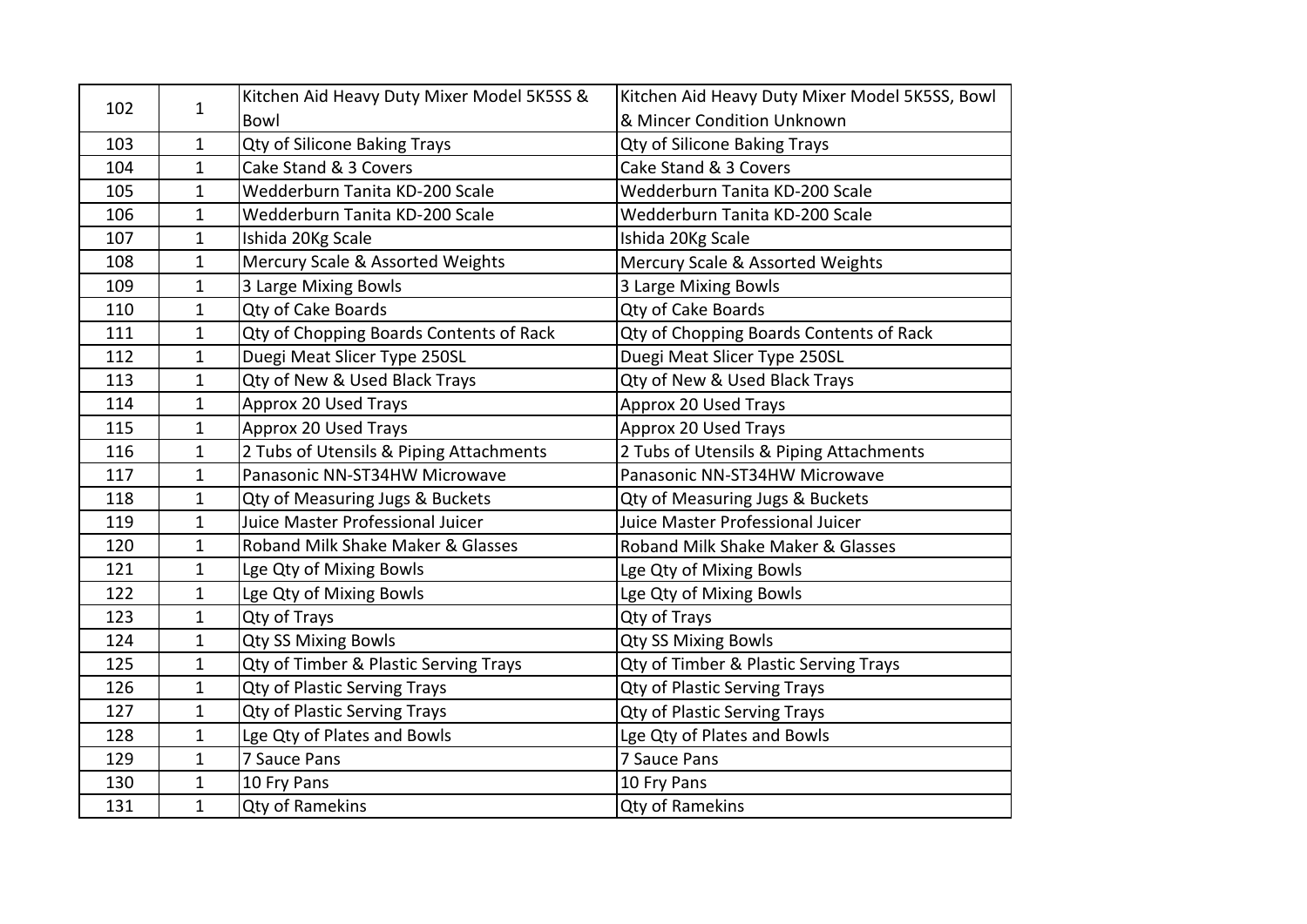| | | | |
|---|---|---|---|
| 102 | 1 | Kitchen Aid Heavy Duty Mixer Model 5K5SS & Bowl | Kitchen Aid Heavy Duty Mixer Model 5K5SS, Bowl & Mincer Condition Unknown |
| 103 | 1 | Qty of Silicone Baking Trays | Qty of Silicone Baking Trays |
| 104 | 1 | Cake Stand & 3 Covers | Cake Stand & 3 Covers |
| 105 | 1 | Wedderburn Tanita KD-200 Scale | Wedderburn Tanita KD-200 Scale |
| 106 | 1 | Wedderburn Tanita KD-200 Scale | Wedderburn Tanita KD-200 Scale |
| 107 | 1 | Ishida 20Kg Scale | Ishida 20Kg Scale |
| 108 | 1 | Mercury Scale & Assorted Weights | Mercury Scale & Assorted Weights |
| 109 | 1 | 3 Large Mixing Bowls | 3 Large Mixing Bowls |
| 110 | 1 | Qty of Cake Boards | Qty of Cake Boards |
| 111 | 1 | Qty of Chopping Boards Contents of Rack | Qty of Chopping Boards Contents of Rack |
| 112 | 1 | Duegi Meat Slicer Type 250SL | Duegi Meat Slicer Type 250SL |
| 113 | 1 | Qty of New & Used Black Trays | Qty of New & Used Black Trays |
| 114 | 1 | Approx 20 Used Trays | Approx 20 Used Trays |
| 115 | 1 | Approx 20 Used Trays | Approx 20 Used Trays |
| 116 | 1 | 2 Tubs of Utensils & Piping Attachments | 2 Tubs of Utensils & Piping Attachments |
| 117 | 1 | Panasonic NN-ST34HW Microwave | Panasonic NN-ST34HW Microwave |
| 118 | 1 | Qty of Measuring Jugs & Buckets | Qty of Measuring Jugs & Buckets |
| 119 | 1 | Juice Master Professional Juicer | Juice Master Professional Juicer |
| 120 | 1 | Roband Milk Shake Maker & Glasses | Roband Milk Shake Maker & Glasses |
| 121 | 1 | Lge Qty of Mixing Bowls | Lge Qty of Mixing Bowls |
| 122 | 1 | Lge Qty of Mixing Bowls | Lge Qty of Mixing Bowls |
| 123 | 1 | Qty of Trays | Qty of Trays |
| 124 | 1 | Qty SS Mixing Bowls | Qty SS Mixing Bowls |
| 125 | 1 | Qty of Timber & Plastic Serving Trays | Qty of Timber & Plastic Serving Trays |
| 126 | 1 | Qty of Plastic Serving Trays | Qty of Plastic Serving Trays |
| 127 | 1 | Qty of Plastic Serving Trays | Qty of Plastic Serving Trays |
| 128 | 1 | Lge Qty of Plates and Bowls | Lge Qty of Plates and Bowls |
| 129 | 1 | 7 Sauce Pans | 7 Sauce Pans |
| 130 | 1 | 10 Fry Pans | 10 Fry Pans |
| 131 | 1 | Qty of Ramekins | Qty of Ramekins |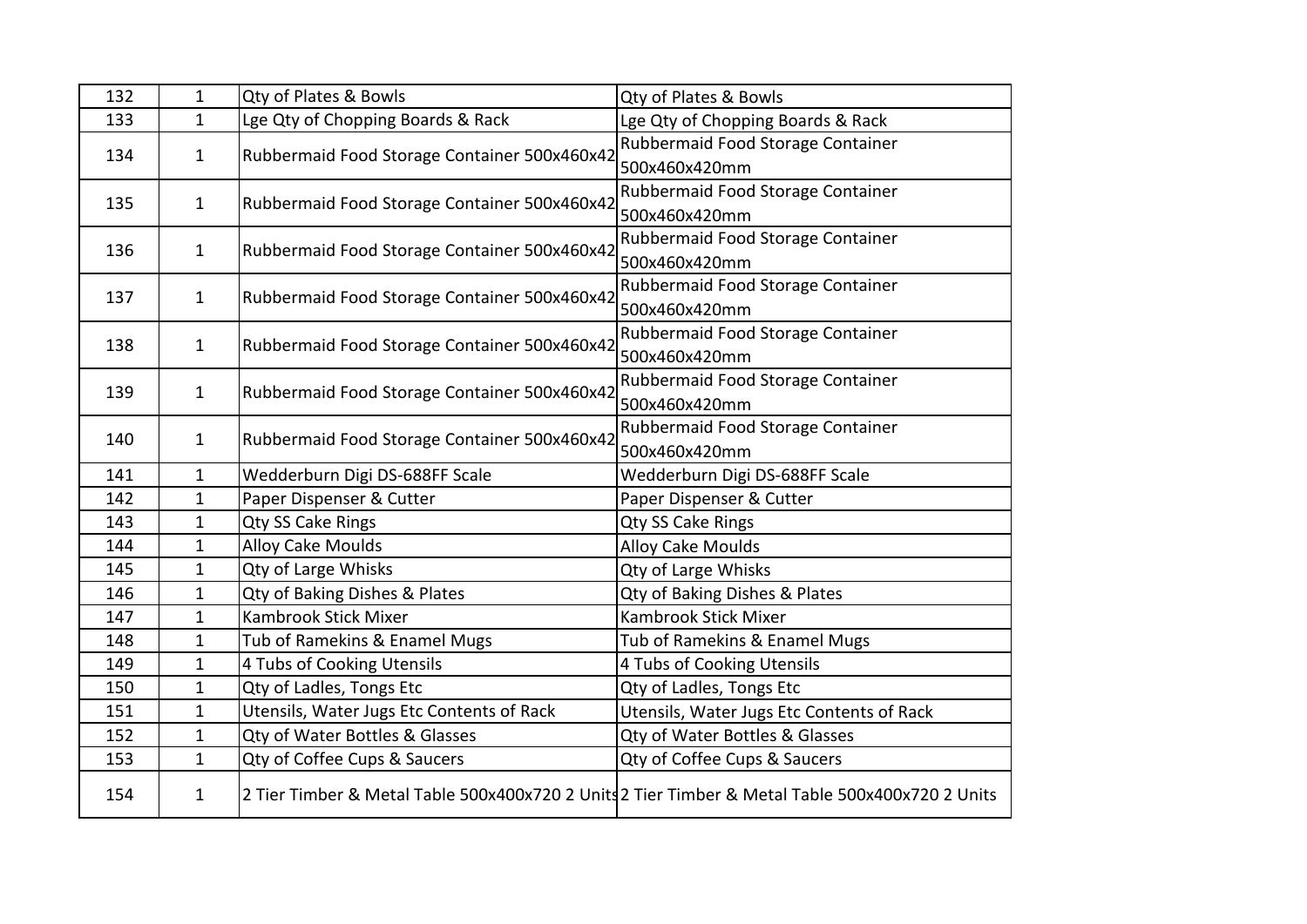| | | | |
|---|---|---|---|
| 132 | 1 | Qty of Plates & Bowls | Qty of Plates & Bowls |
| 133 | 1 | Lge Qty of Chopping Boards & Rack | Lge Qty of Chopping Boards & Rack |
| 134 | 1 | Rubbermaid Food Storage Container 500x460x42 | Rubbermaid Food Storage Container 500x460x420mm |
| 135 | 1 | Rubbermaid Food Storage Container 500x460x42 | Rubbermaid Food Storage Container 500x460x420mm |
| 136 | 1 | Rubbermaid Food Storage Container 500x460x42 | Rubbermaid Food Storage Container 500x460x420mm |
| 137 | 1 | Rubbermaid Food Storage Container 500x460x42 | Rubbermaid Food Storage Container 500x460x420mm |
| 138 | 1 | Rubbermaid Food Storage Container 500x460x42 | Rubbermaid Food Storage Container 500x460x420mm |
| 139 | 1 | Rubbermaid Food Storage Container 500x460x42 | Rubbermaid Food Storage Container 500x460x420mm |
| 140 | 1 | Rubbermaid Food Storage Container 500x460x42 | Rubbermaid Food Storage Container 500x460x420mm |
| 141 | 1 | Wedderburn Digi DS-688FF Scale | Wedderburn Digi DS-688FF Scale |
| 142 | 1 | Paper Dispenser & Cutter | Paper Dispenser & Cutter |
| 143 | 1 | Qty SS Cake Rings | Qty SS Cake Rings |
| 144 | 1 | Alloy Cake Moulds | Alloy Cake Moulds |
| 145 | 1 | Qty of Large Whisks | Qty of Large Whisks |
| 146 | 1 | Qty of Baking Dishes & Plates | Qty of Baking Dishes & Plates |
| 147 | 1 | Kambrook Stick Mixer | Kambrook Stick Mixer |
| 148 | 1 | Tub of Ramekins & Enamel Mugs | Tub of Ramekins & Enamel Mugs |
| 149 | 1 | 4 Tubs of Cooking Utensils | 4 Tubs of Cooking Utensils |
| 150 | 1 | Qty of Ladles, Tongs Etc | Qty of Ladles, Tongs Etc |
| 151 | 1 | Utensils, Water Jugs Etc Contents of Rack | Utensils, Water Jugs Etc Contents of Rack |
| 152 | 1 | Qty of Water Bottles & Glasses | Qty of Water Bottles & Glasses |
| 153 | 1 | Qty of Coffee Cups & Saucers | Qty of Coffee Cups & Saucers |
| 154 | 1 | 2 Tier Timber & Metal Table 500x400x720 2 Units | 2 Tier Timber & Metal Table 500x400x720 2 Units |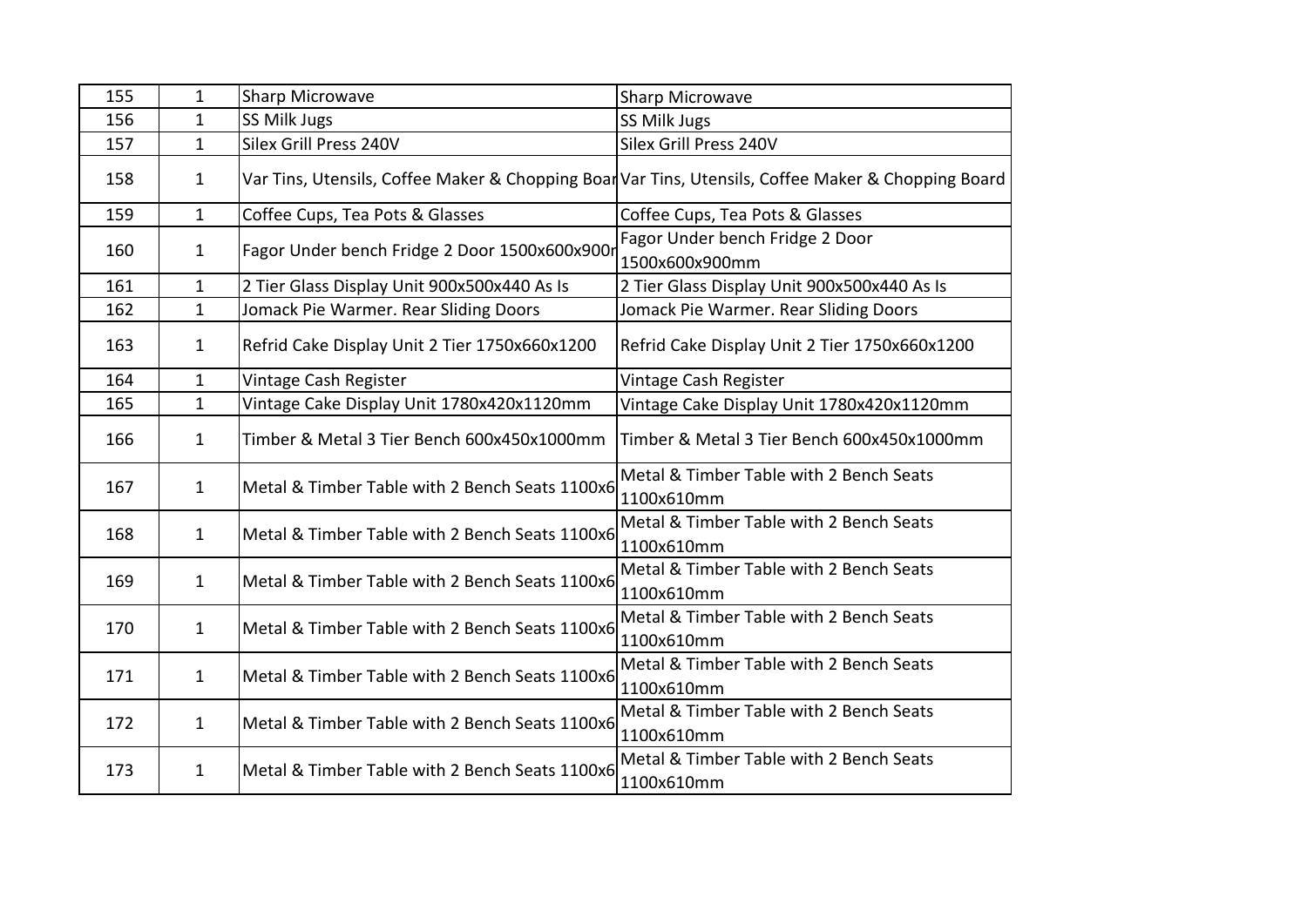| | | | |
|---|---|---|---|
| 155 | 1 | Sharp Microwave | Sharp Microwave |
| 156 | 1 | SS Milk Jugs | SS Milk Jugs |
| 157 | 1 | Silex Grill Press 240V | Silex Grill Press 240V |
| 158 | 1 | Var Tins, Utensils, Coffee Maker & Chopping Boar | Var Tins, Utensils, Coffee Maker & Chopping Board |
| 159 | 1 | Coffee Cups, Tea Pots & Glasses | Coffee Cups, Tea Pots & Glasses |
| 160 | 1 | Fagor Under bench Fridge 2 Door 1500x600x900r | Fagor Under bench Fridge 2 Door 1500x600x900mm |
| 161 | 1 | 2 Tier Glass Display Unit 900x500x440 As Is | 2 Tier Glass Display Unit 900x500x440 As Is |
| 162 | 1 | Jomack Pie Warmer. Rear Sliding Doors | Jomack Pie Warmer. Rear Sliding Doors |
| 163 | 1 | Refrid Cake Display Unit 2 Tier 1750x660x1200 | Refrid Cake Display Unit 2 Tier 1750x660x1200 |
| 164 | 1 | Vintage Cash Register | Vintage Cash Register |
| 165 | 1 | Vintage Cake Display Unit 1780x420x1120mm | Vintage Cake Display Unit 1780x420x1120mm |
| 166 | 1 | Timber & Metal 3 Tier Bench 600x450x1000mm | Timber & Metal 3 Tier Bench 600x450x1000mm |
| 167 | 1 | Metal & Timber Table with 2 Bench Seats 1100x6 | Metal & Timber Table with 2 Bench Seats 1100x610mm |
| 168 | 1 | Metal & Timber Table with 2 Bench Seats 1100x6 | Metal & Timber Table with 2 Bench Seats 1100x610mm |
| 169 | 1 | Metal & Timber Table with 2 Bench Seats 1100x6 | Metal & Timber Table with 2 Bench Seats 1100x610mm |
| 170 | 1 | Metal & Timber Table with 2 Bench Seats 1100x6 | Metal & Timber Table with 2 Bench Seats 1100x610mm |
| 171 | 1 | Metal & Timber Table with 2 Bench Seats 1100x6 | Metal & Timber Table with 2 Bench Seats 1100x610mm |
| 172 | 1 | Metal & Timber Table with 2 Bench Seats 1100x6 | Metal & Timber Table with 2 Bench Seats 1100x610mm |
| 173 | 1 | Metal & Timber Table with 2 Bench Seats 1100x6 | Metal & Timber Table with 2 Bench Seats 1100x610mm |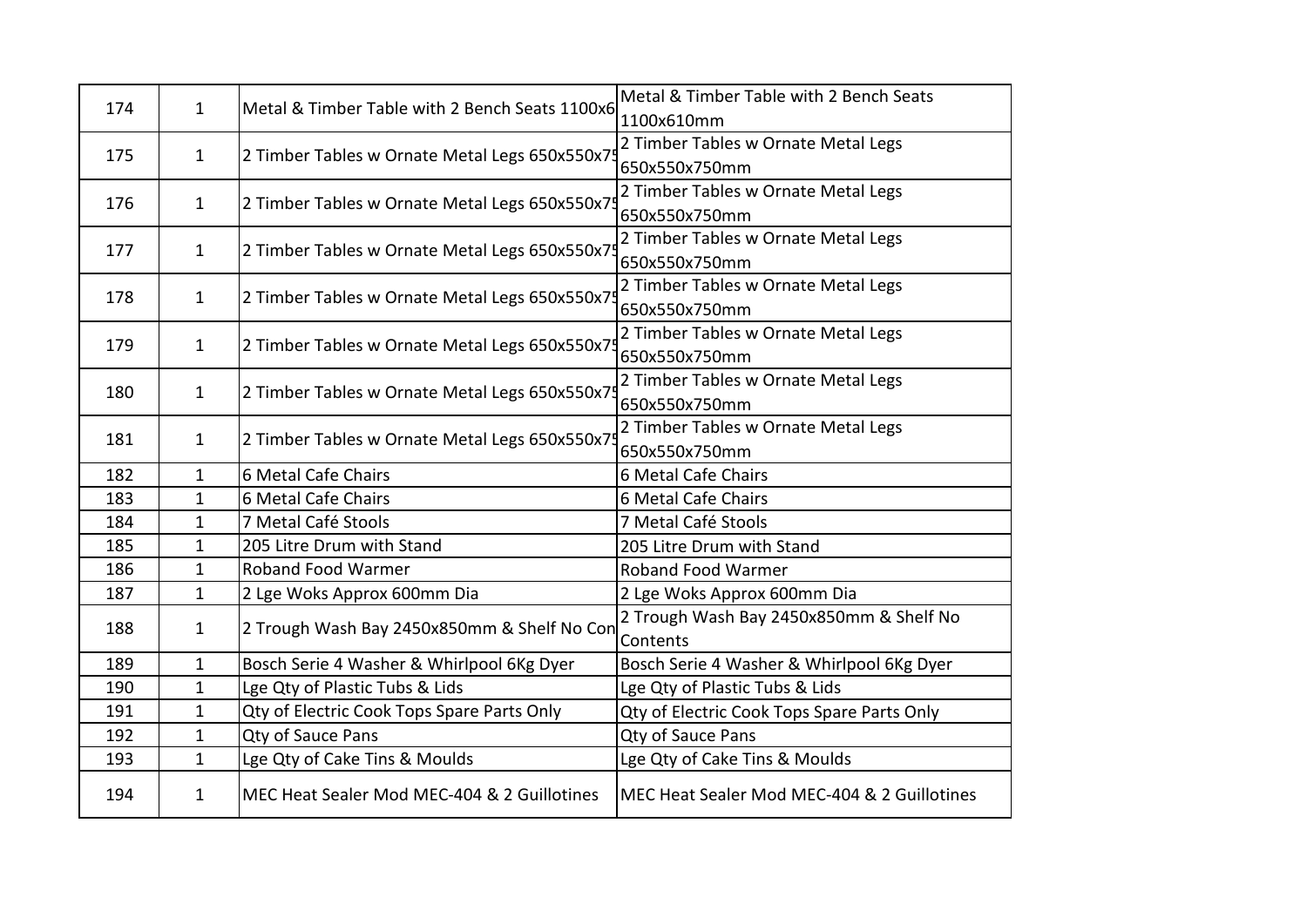| 174 | 1 | Metal & Timber Table with 2 Bench Seats 1100x6 | Metal & Timber Table with 2 Bench Seats 1100x610mm |
|---|---|---|---|
| 175 | 1 | 2 Timber Tables w Ornate Metal Legs 650x550x7 | 2 Timber Tables w Ornate Metal Legs 650x550x750mm |
| 176 | 1 | 2 Timber Tables w Ornate Metal Legs 650x550x7 | 2 Timber Tables w Ornate Metal Legs 650x550x750mm |
| 177 | 1 | 2 Timber Tables w Ornate Metal Legs 650x550x7 | 2 Timber Tables w Ornate Metal Legs 650x550x750mm |
| 178 | 1 | 2 Timber Tables w Ornate Metal Legs 650x550x7 | 2 Timber Tables w Ornate Metal Legs 650x550x750mm |
| 179 | 1 | 2 Timber Tables w Ornate Metal Legs 650x550x7 | 2 Timber Tables w Ornate Metal Legs 650x550x750mm |
| 180 | 1 | 2 Timber Tables w Ornate Metal Legs 650x550x7 | 2 Timber Tables w Ornate Metal Legs 650x550x750mm |
| 181 | 1 | 2 Timber Tables w Ornate Metal Legs 650x550x7 | 2 Timber Tables w Ornate Metal Legs 650x550x750mm |
| 182 | 1 | 6 Metal Cafe Chairs | 6 Metal Cafe Chairs |
| 183 | 1 | 6 Metal Cafe Chairs | 6 Metal Cafe Chairs |
| 184 | 1 | 7 Metal Café Stools | 7 Metal Café Stools |
| 185 | 1 | 205 Litre Drum with Stand | 205 Litre Drum with Stand |
| 186 | 1 | Roband Food Warmer | Roband Food Warmer |
| 187 | 1 | 2 Lge Woks Approx 600mm Dia | 2 Lge Woks Approx 600mm Dia |
| 188 | 1 | 2 Trough Wash Bay 2450x850mm & Shelf No Con | 2 Trough Wash Bay 2450x850mm & Shelf No Contents |
| 189 | 1 | Bosch Serie 4 Washer & Whirlpool 6Kg Dyer | Bosch Serie 4 Washer & Whirlpool 6Kg Dyer |
| 190 | 1 | Lge Qty of Plastic Tubs & Lids | Lge Qty of Plastic Tubs & Lids |
| 191 | 1 | Qty of Electric Cook Tops Spare Parts Only | Qty of Electric Cook Tops Spare Parts Only |
| 192 | 1 | Qty of Sauce Pans | Qty of Sauce Pans |
| 193 | 1 | Lge Qty of Cake Tins & Moulds | Lge Qty of Cake Tins & Moulds |
| 194 | 1 | MEC Heat Sealer Mod MEC-404 & 2 Guillotines | MEC Heat Sealer Mod MEC-404 & 2 Guillotines |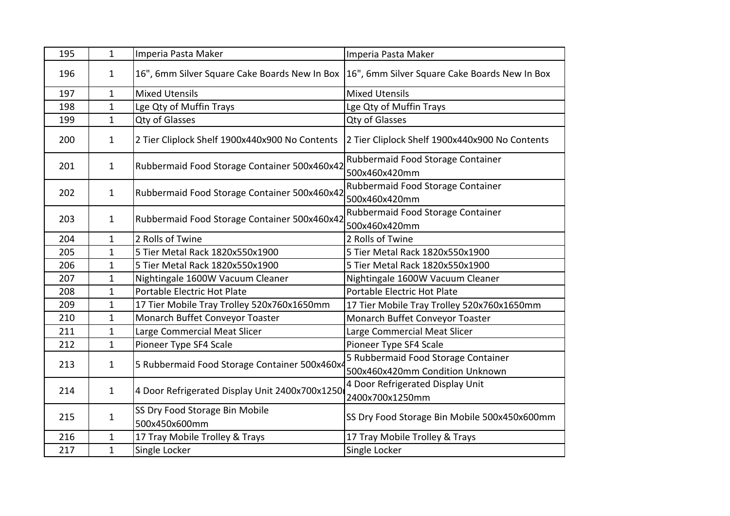| | | | |
|---|---|---|---|
| 195 | 1 | Imperia Pasta Maker | Imperia Pasta Maker |
| 196 | 1 | 16", 6mm Silver Square Cake Boards New In Box | 16", 6mm Silver Square Cake Boards New In Box |
| 197 | 1 | Mixed Utensils | Mixed Utensils |
| 198 | 1 | Lge Qty of Muffin Trays | Lge Qty of Muffin Trays |
| 199 | 1 | Qty of Glasses | Qty of Glasses |
| 200 | 1 | 2 Tier Cliplock Shelf 1900x440x900 No Contents | 2 Tier Cliplock Shelf 1900x440x900 No Contents |
| 201 | 1 | Rubbermaid Food Storage Container 500x460x42 | Rubbermaid Food Storage Container 500x460x420mm |
| 202 | 1 | Rubbermaid Food Storage Container 500x460x42 | Rubbermaid Food Storage Container 500x460x420mm |
| 203 | 1 | Rubbermaid Food Storage Container 500x460x42 | Rubbermaid Food Storage Container 500x460x420mm |
| 204 | 1 | 2 Rolls of Twine | 2 Rolls of Twine |
| 205 | 1 | 5 Tier Metal Rack 1820x550x1900 | 5 Tier Metal Rack 1820x550x1900 |
| 206 | 1 | 5 Tier Metal Rack 1820x550x1900 | 5 Tier Metal Rack 1820x550x1900 |
| 207 | 1 | Nightingale 1600W Vacuum Cleaner | Nightingale 1600W Vacuum Cleaner |
| 208 | 1 | Portable Electric Hot Plate | Portable Electric Hot Plate |
| 209 | 1 | 17 Tier Mobile Tray Trolley 520x760x1650mm | 17 Tier Mobile Tray Trolley 520x760x1650mm |
| 210 | 1 | Monarch Buffet Conveyor Toaster | Monarch Buffet Conveyor Toaster |
| 211 | 1 | Large Commercial Meat Slicer | Large Commercial Meat Slicer |
| 212 | 1 | Pioneer Type SF4 Scale | Pioneer Type SF4 Scale |
| 213 | 1 | 5 Rubbermaid Food Storage Container 500x460x4 | 5 Rubbermaid Food Storage Container 500x460x420mm Condition Unknown |
| 214 | 1 | 4 Door Refrigerated Display Unit 2400x700x1250 | 4 Door Refrigerated Display Unit 2400x700x1250mm |
| 215 | 1 | SS Dry Food Storage Bin Mobile 500x450x600mm | SS Dry Food Storage Bin Mobile 500x450x600mm |
| 216 | 1 | 17 Tray Mobile Trolley & Trays | 17 Tray Mobile Trolley & Trays |
| 217 | 1 | Single Locker | Single Locker |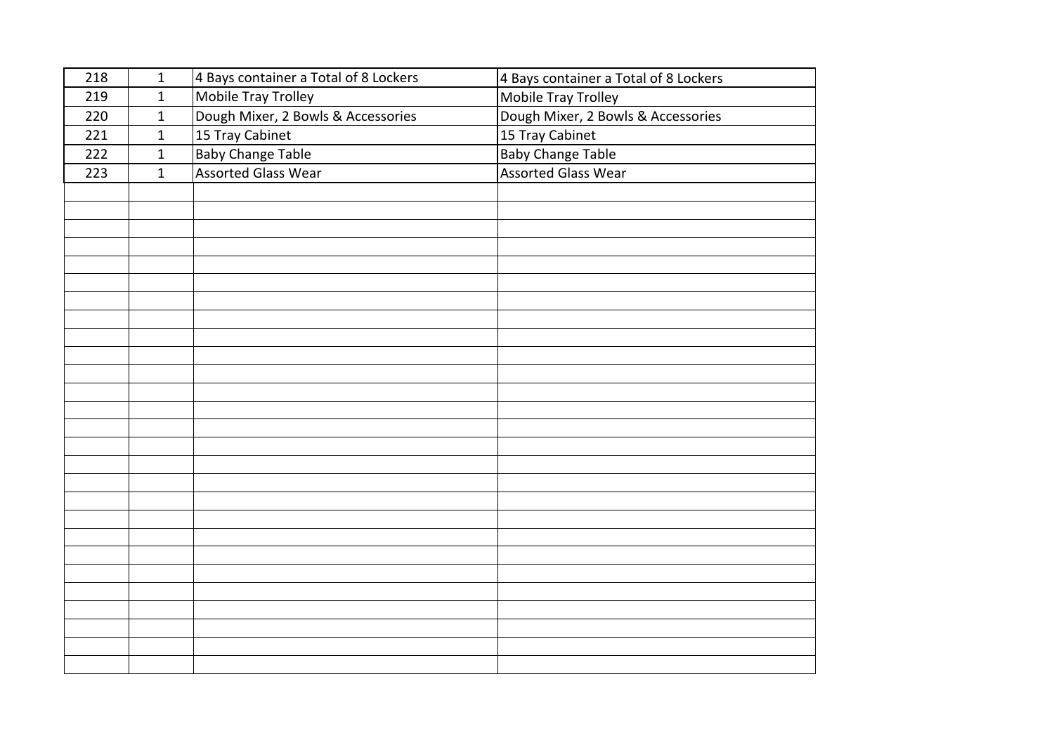| | | | |
|---|---|---|---|
| 218 | 1 | 4 Bays container a Total of 8 Lockers | 4 Bays container a Total of 8 Lockers |
| 219 | 1 | Mobile Tray Trolley | Mobile Tray Trolley |
| 220 | 1 | Dough Mixer, 2 Bowls & Accessories | Dough Mixer, 2 Bowls & Accessories |
| 221 | 1 | 15 Tray Cabinet | 15 Tray Cabinet |
| 222 | 1 | Baby Change Table | Baby Change Table |
| 223 | 1 | Assorted Glass Wear | Assorted Glass Wear |